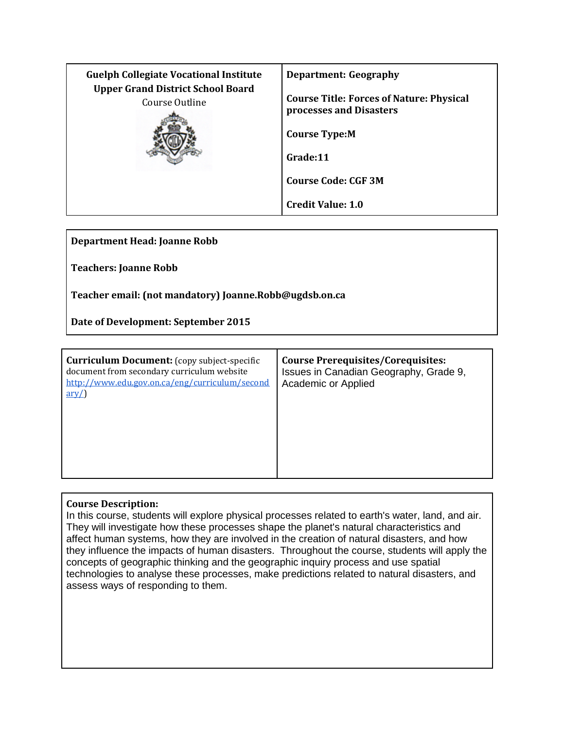| **Guelph Collegiate Vocational Institute**<br>**Upper Grand District School Board**<br>Course Outline | **Department: Geography**<br><br>**Course Title: Forces of Nature: Physical processes and Disasters**<br><br>**Course Type:M**<br><br>**Grade:11**<br><br>**Course Code: CGF 3M**<br><br>**Credit Value: 1.0** |
|---|---|

**Department Head: Joanne Robb**

**Teachers: Joanne Robb**

**Teacher email: (not mandatory) Joanne.Robb@ugdsb.on.ca**

**Date of Development: September 2015**

| **Curriculum Document:** (copy subject-specific document from secondary curriculum website http://www.edu.gov.on.ca/eng/curriculum/secondary/) | **Course Prerequisites/Corequisites:**<br>Issues in Canadian Geography, Grade 9, Academic or Applied |
|---|---|

**Course Description:**
In this course, students will explore physical processes related to earth's water, land, and air. They will investigate how these processes shape the planet's natural characteristics and affect human systems, how they are involved in the creation of natural disasters, and how they influence the impacts of human disasters. Throughout the course, students will apply the concepts of geographic thinking and the geographic inquiry process and use spatial technologies to analyse these processes, make predictions related to natural disasters, and assess ways of responding to them.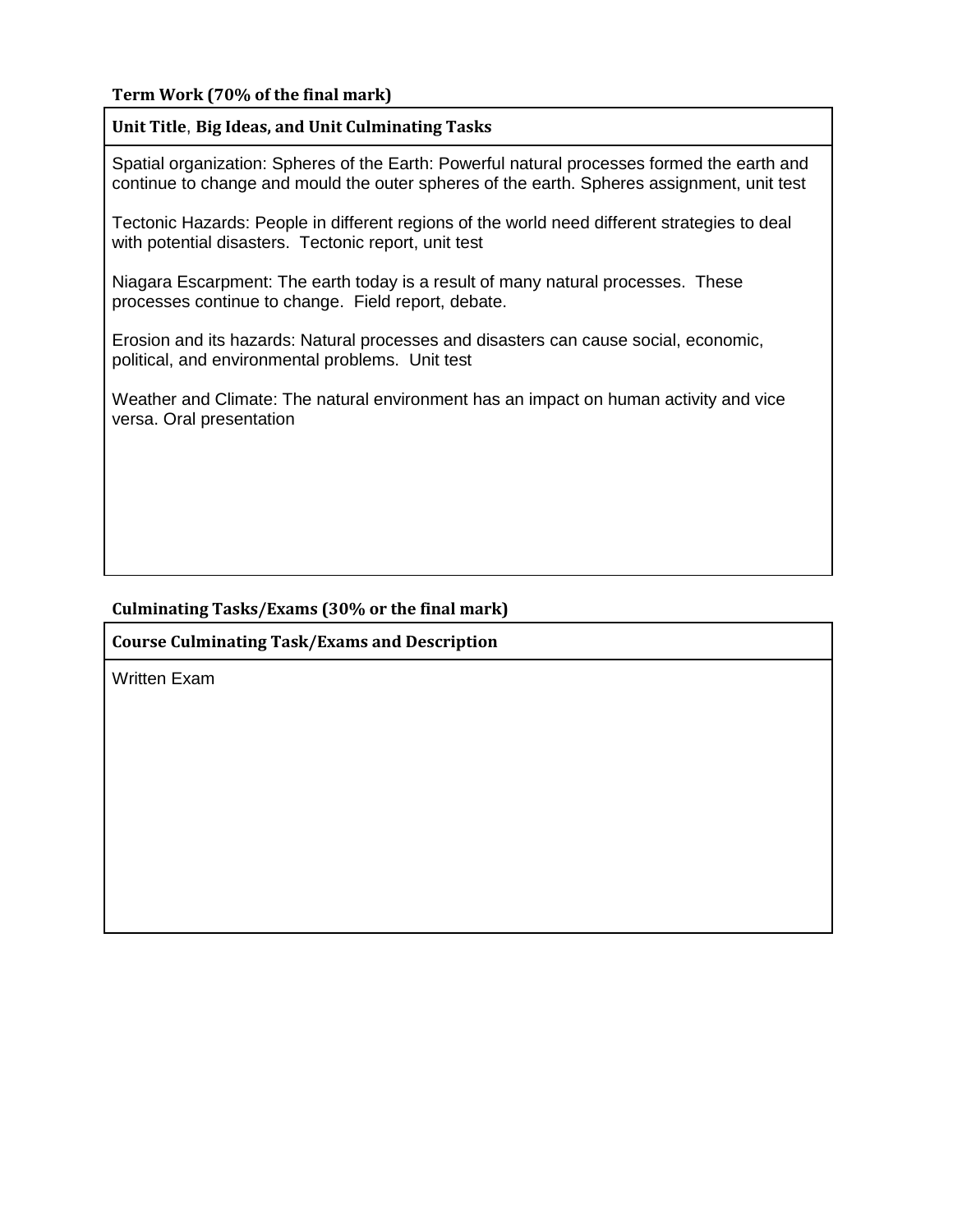**Term Work (70% of the final mark)**

| **Unit Title**, **Big Ideas, and Unit Culminating Tasks** |
| --- |
| Spatial organization: Spheres of the Earth: Powerful natural processes formed the earth and continue to change and mould the outer spheres of the earth. Spheres assignment, unit test<br><br>Tectonic Hazards: People in different regions of the world need different strategies to deal with potential disasters. Tectonic report, unit test<br><br>Niagara Escarpment: The earth today is a result of many natural processes. These processes continue to change. Field report, debate.<br><br>Erosion and its hazards: Natural processes and disasters can cause social, economic, political, and environmental problems. Unit test<br><br>Weather and Climate: The natural environment has an impact on human activity and vice versa. Oral presentation |

**Culminating Tasks/Exams (30% or the final mark)**

| **Course Culminating Task/Exams and Description** |
| --- |
| Written Exam |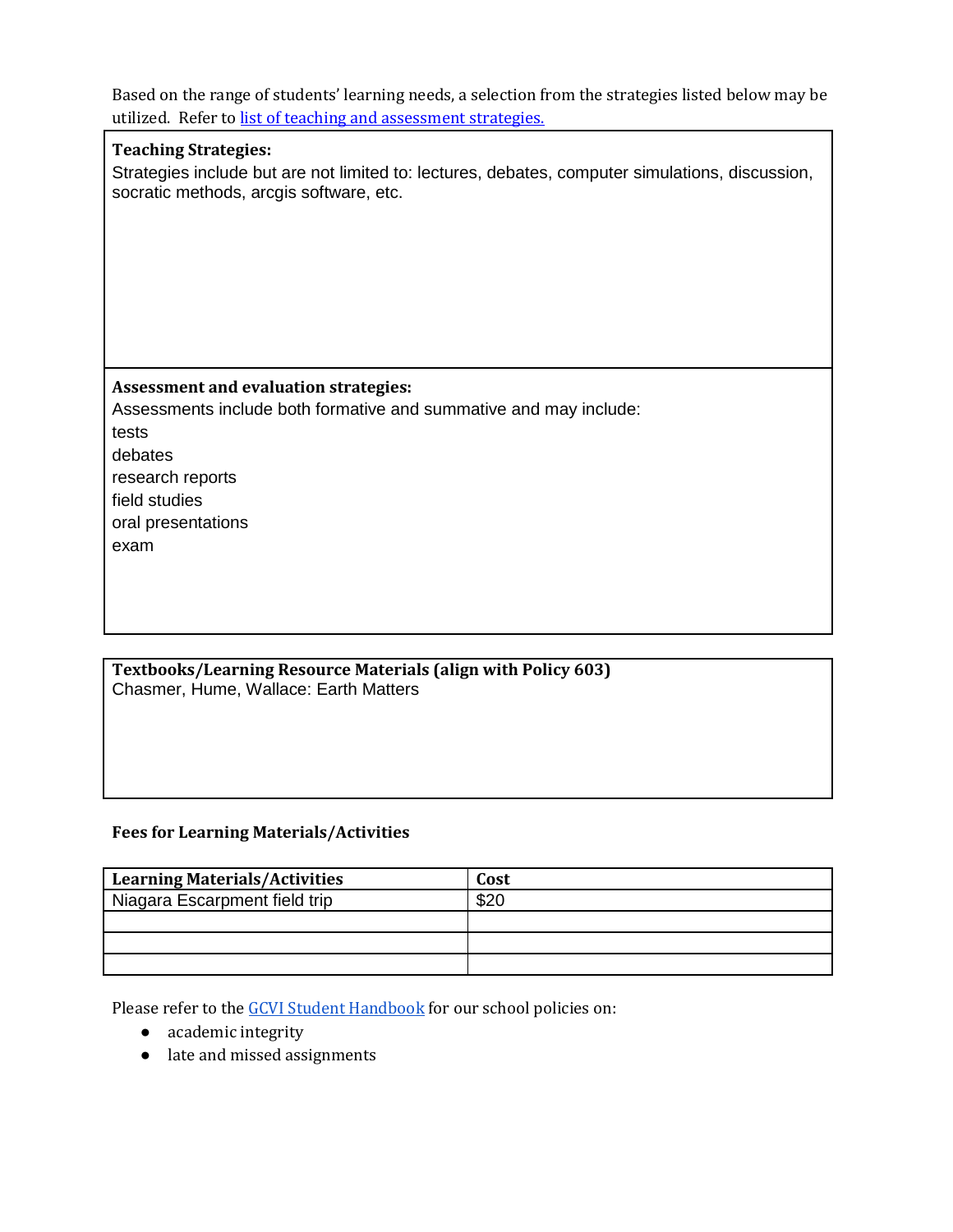Based on the range of students' learning needs, a selection from the strategies listed below may be utilized. Refer to [list of teaching and assessment strategies.]

**Teaching Strategies:**

Strategies include but are not limited to: lectures, debates, computer simulations, discussion, socratic methods, arcgis software, etc.

**Assessment and evaluation strategies:**

Assessments include both formative and summative and may include:

tests
debates
research reports
field studies
oral presentations
exam

**Textbooks/Learning Resource Materials (align with Policy 603)**

Chasmer, Hume, Wallace: Earth Matters

**Fees for Learning Materials/Activities**

| Learning Materials/Activities | Cost |
|---|---|
| Niagara Escarpment field trip | $20 |
| | |
| | |
| | |

Please refer to the GCVI Student Handbook for our school policies on:

- academic integrity
- late and missed assignments